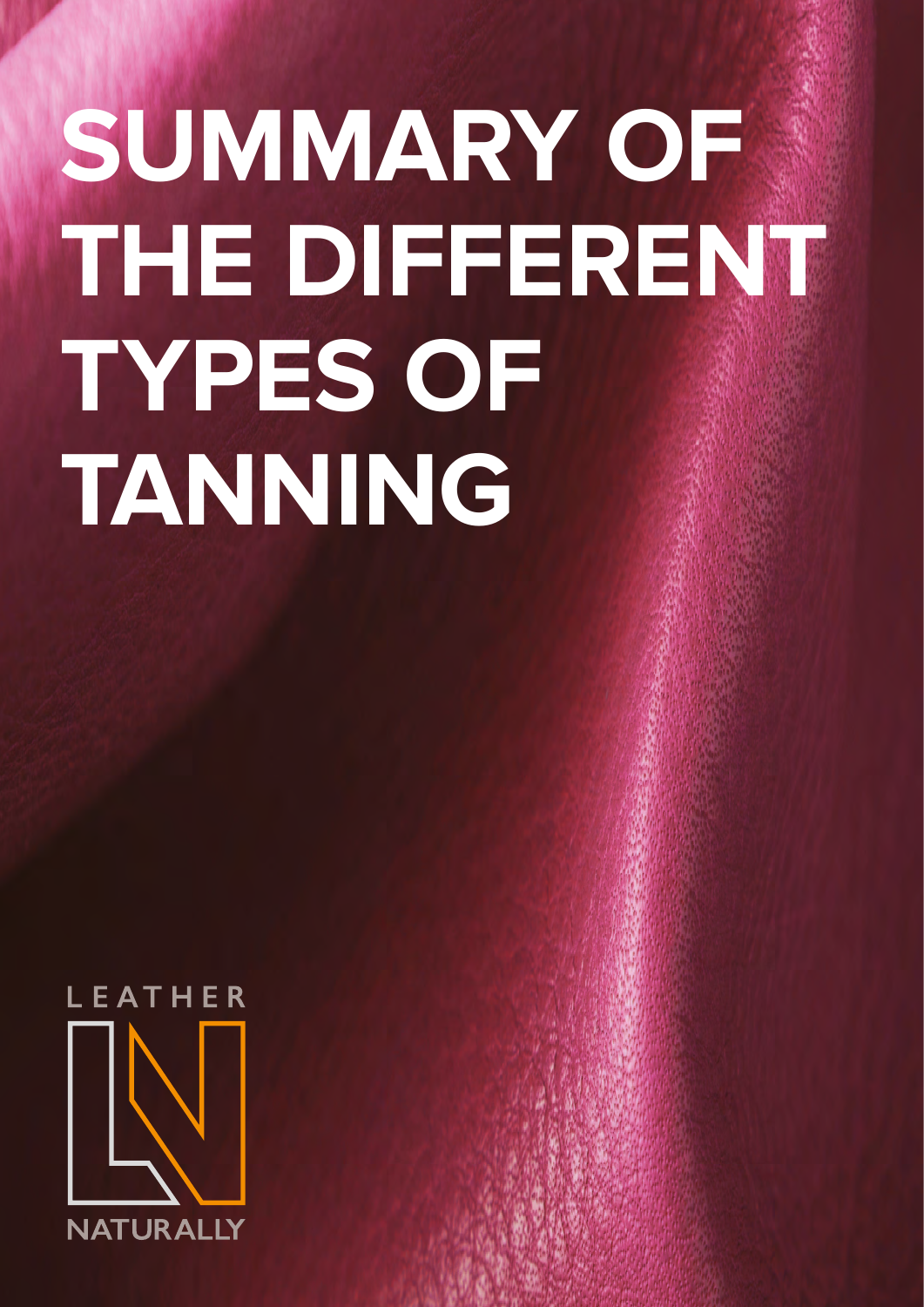# SUMMARY OF THE DIFFERENT TYPES OF TANNING

LEATHER

NATURALLY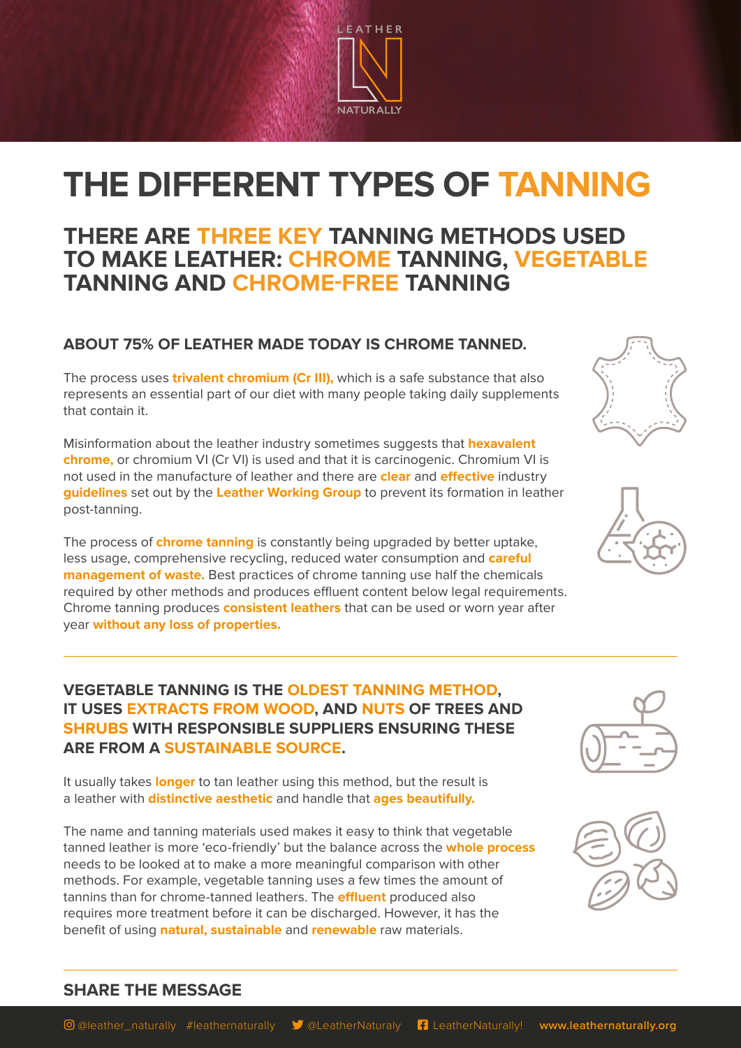# THE DIFFERENT TYPES OF TANNING

## THERE ARE THREE KEY TANNING METHODS USED TO MAKE LEATHER: CHROME TANNING, VEGETABLE TANNING AND CHROME-FREE TANNING

### ABOUT 75% OF LEATHER MADE TODAY IS CHROME TANNED.

The process uses **trivalent chromium (Cr III),** which is a safe substance that also represents an essential part of our diet with many people taking daily supplements that contain it.

Misinformation about the leather industry sometimes suggests that **hexavalent chrome,** or chromium VI (Cr VI) is used and that it is carcinogenic. Chromium VI is not used in the manufacture of leather and there are **clear** and **effective** industry **guidelines** set out by the **Leather Working Group** to prevent its formation in leather post-tanning.

The process of **chrome tanning** is constantly being upgraded by better uptake, less usage, comprehensive recycling, reduced water consumption and **careful management of waste.** Best practices of chrome tanning use half the chemicals required by other methods and produces effluent content below legal requirements. Chrome tanning produces **consistent leathers** that can be used or worn year after year **without any loss of properties.**

---

### VEGETABLE TANNING IS THE OLDEST TANNING METHOD, IT USES EXTRACTS FROM WOOD, AND NUTS OF TREES AND SHRUBS WITH RESPONSIBLE SUPPLIERS ENSURING THESE ARE FROM A SUSTAINABLE SOURCE.

It usually takes **longer** to tan leather using this method, but the result is a leather with **distinctive aesthetic** and handle that **ages beautifully.**

The name and tanning materials used makes it easy to think that vegetable tanned leather is more 'eco-friendly' but the balance across the **whole process** needs to be looked at to make a more meaningful comparison with other methods. For example, vegetable tanning uses a few times the amount of tannins than for chrome-tanned leathers. The **effluent** produced also requires more treatment before it can be discharged. However, it has the benefit of using **natural, sustainable** and **renewable** raw materials.

---

### SHARE THE MESSAGE

@leather_naturally #leathernaturally @LeatherNaturaly LeatherNaturally! www.leathernaturally.org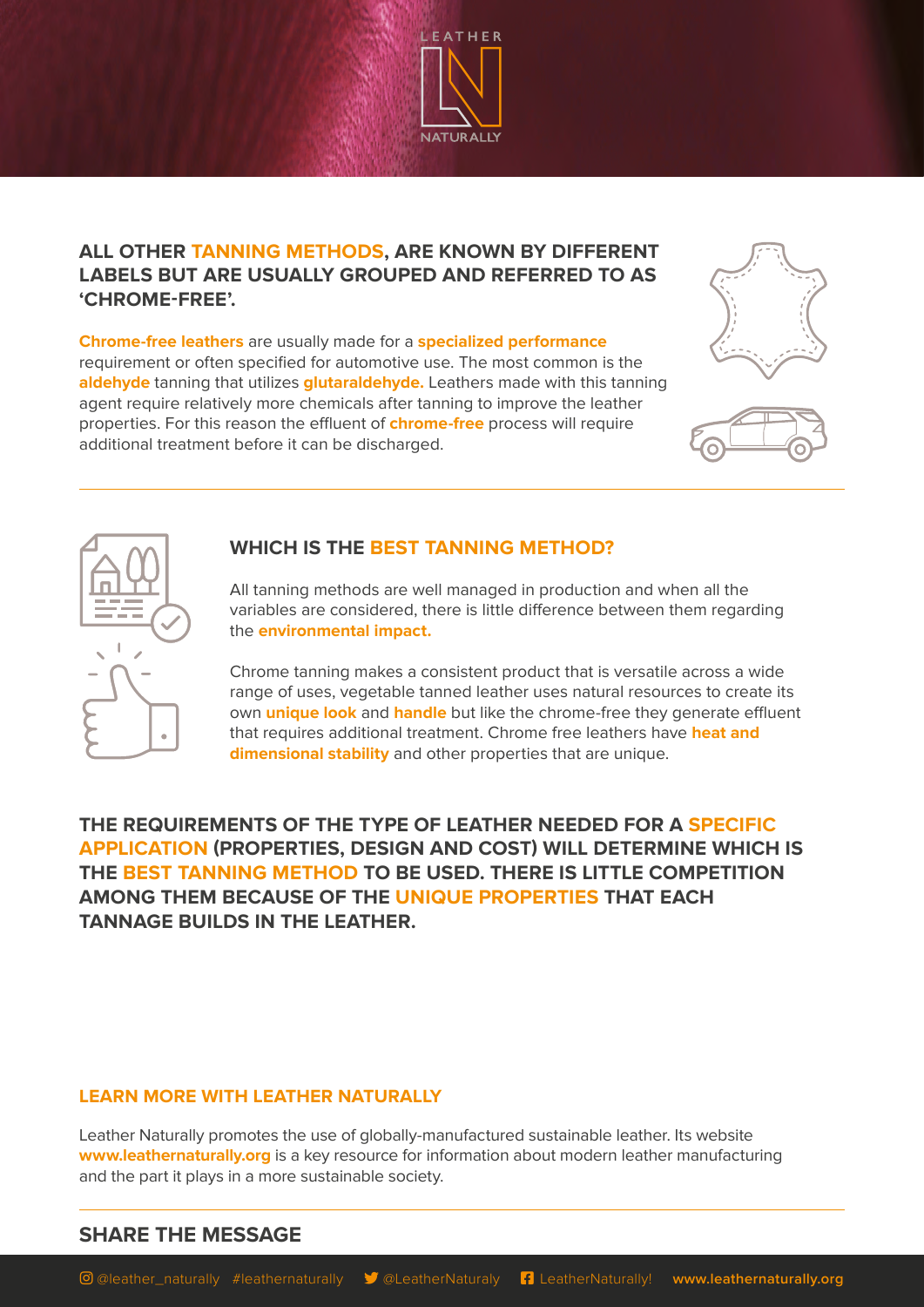## ALL OTHER TANNING METHODS, ARE KNOWN BY DIFFERENT LABELS BUT ARE USUALLY GROUPED AND REFERRED TO AS 'CHROME-FREE'.

**Chrome-free leathers** are usually made for a **specialized performance** requirement or often specified for automotive use. The most common is the **aldehyde** tanning that utilizes **glutaraldehyde.** Leathers made with this tanning agent require relatively more chemicals after tanning to improve the leather properties. For this reason the effluent of **chrome-free** process will require additional treatment before it can be discharged.

---

## WHICH IS THE BEST TANNING METHOD?

All tanning methods are well managed in production and when all the variables are considered, there is little difference between them regarding the **environmental impact.**

Chrome tanning makes a consistent product that is versatile across a wide range of uses, vegetable tanned leather uses natural resources to create its own **unique look** and **handle** but like the chrome-free they generate effluent that requires additional treatment. Chrome free leathers have **heat and dimensional stability** and other properties that are unique.

**THE REQUIREMENTS OF THE TYPE OF LEATHER NEEDED FOR A SPECIFIC APPLICATION (PROPERTIES, DESIGN AND COST) WILL DETERMINE WHICH IS THE BEST TANNING METHOD TO BE USED. THERE IS LITTLE COMPETITION AMONG THEM BECAUSE OF THE UNIQUE PROPERTIES THAT EACH TANNAGE BUILDS IN THE LEATHER.**

### LEARN MORE WITH LEATHER NATURALLY

Leather Naturally promotes the use of globally-manufactured sustainable leather. Its website **www.leathernaturally.org** is a key resource for information about modern leather manufacturing and the part it plays in a more sustainable society.

---

### SHARE THE MESSAGE

@leather_naturally #leathernaturally @LeatherNaturaly LeatherNaturally! www.leathernaturally.org